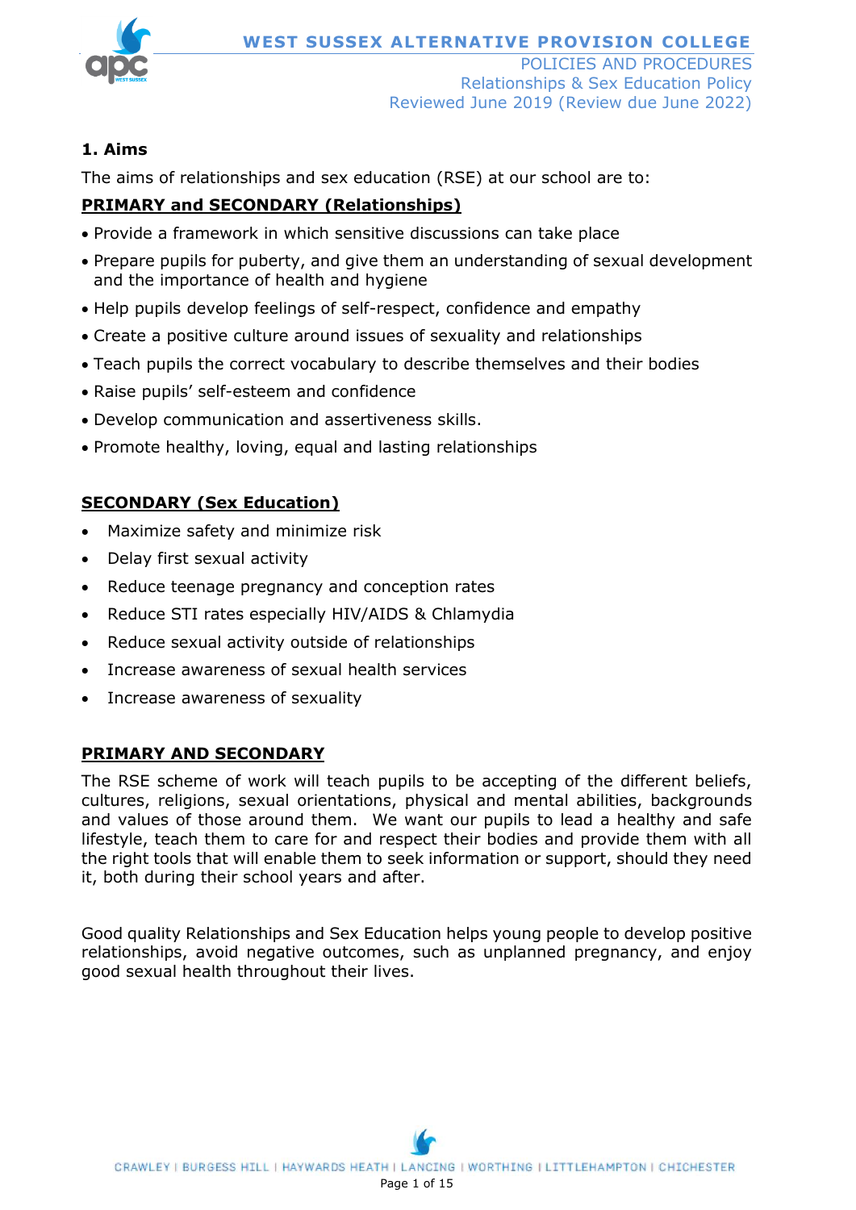## 1. Aims

The aims of relationships and sex education (RSE) at our school are to:

**PRIMARY and SECONDARY (Relationships)**

- Provide a framework in which sensitive discussions can take place
- Prepare pupils for puberty, and give them an understanding of sexual development and the importance of health and hygiene
- Help pupils develop feelings of self-respect, confidence and empathy
- Create a positive culture around issues of sexuality and relationships
- Teach pupils the correct vocabulary to describe themselves and their bodies
- Raise pupils' self-esteem and confidence
- Develop communication and assertiveness skills.
- Promote healthy, loving, equal and lasting relationships

**SECONDARY (Sex Education)**

- Maximize safety and minimize risk
- Delay first sexual activity
- Reduce teenage pregnancy and conception rates
- Reduce STI rates especially HIV/AIDS & Chlamydia
- Reduce sexual activity outside of relationships
- Increase awareness of sexual health services
- Increase awareness of sexuality

**PRIMARY AND SECONDARY**

The RSE scheme of work will teach pupils to be accepting of the different beliefs, cultures, religions, sexual orientations, physical and mental abilities, backgrounds and values of those around them. We want our pupils to lead a healthy and safe lifestyle, teach them to care for and respect their bodies and provide them with all the right tools that will enable them to seek information or support, should they need it, both during their school years and after.

Good quality Relationships and Sex Education helps young people to develop positive relationships, avoid negative outcomes, such as unplanned pregnancy, and enjoy good sexual health throughout their lives.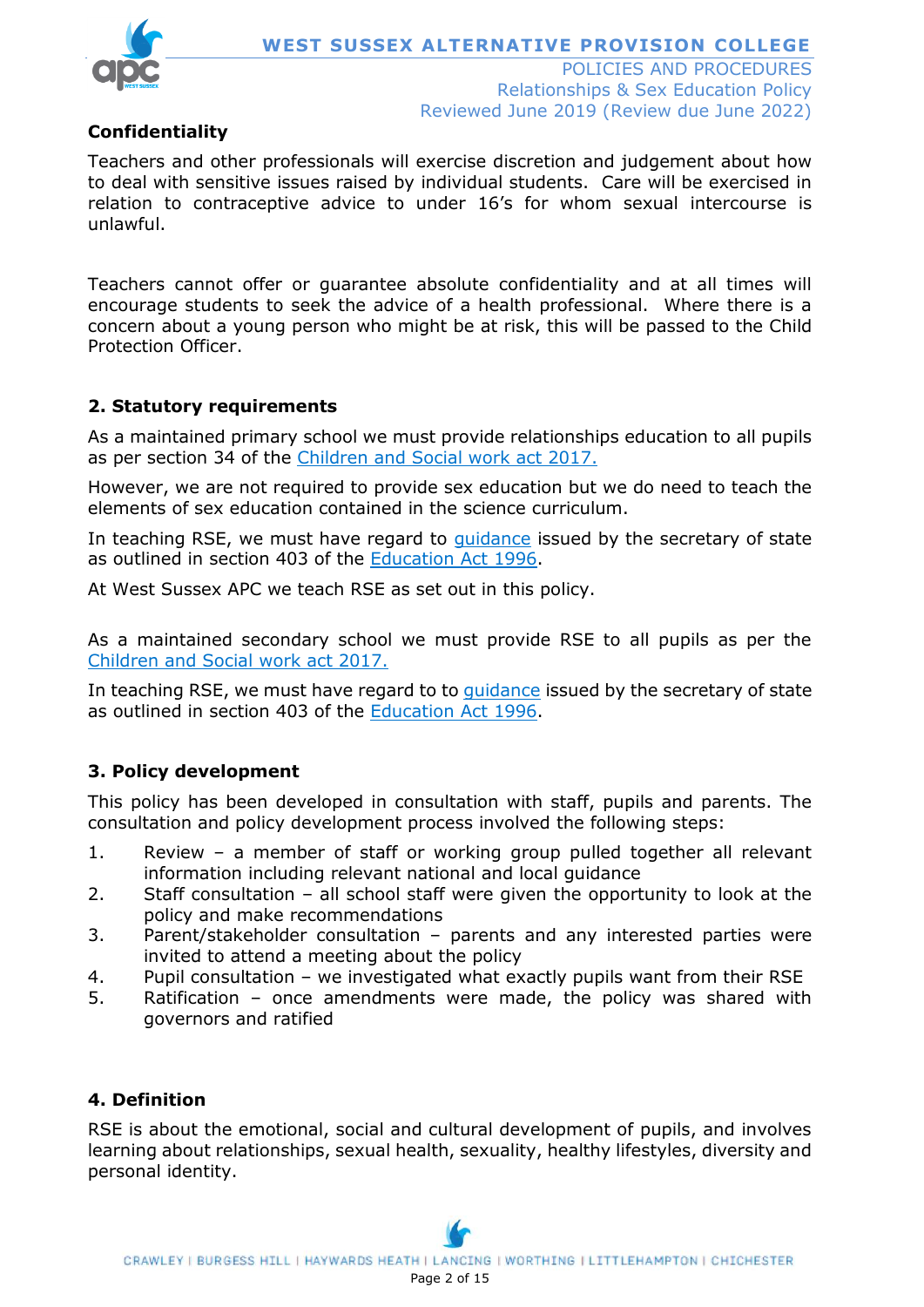## Confidentiality

Teachers and other professionals will exercise discretion and judgement about how to deal with sensitive issues raised by individual students. Care will be exercised in relation to contraceptive advice to under 16's for whom sexual intercourse is unlawful.

Teachers cannot offer or guarantee absolute confidentiality and at all times will encourage students to seek the advice of a health professional. Where there is a concern about a young person who might be at risk, this will be passed to the Child Protection Officer.

## 2. Statutory requirements

As a maintained primary school we must provide relationships education to all pupils as per section 34 of the Children and Social work act 2017.

However, we are not required to provide sex education but we do need to teach the elements of sex education contained in the science curriculum.

In teaching RSE, we must have regard to guidance issued by the secretary of state as outlined in section 403 of the Education Act 1996.

At West Sussex APC we teach RSE as set out in this policy.

As a maintained secondary school we must provide RSE to all pupils as per the Children and Social work act 2017.

In teaching RSE, we must have regard to to guidance issued by the secretary of state as outlined in section 403 of the Education Act 1996.

## 3. Policy development

This policy has been developed in consultation with staff, pupils and parents. The consultation and policy development process involved the following steps:

1. Review – a member of staff or working group pulled together all relevant information including relevant national and local guidance
2. Staff consultation – all school staff were given the opportunity to look at the policy and make recommendations
3. Parent/stakeholder consultation – parents and any interested parties were invited to attend a meeting about the policy
4. Pupil consultation – we investigated what exactly pupils want from their RSE
5. Ratification – once amendments were made, the policy was shared with governors and ratified

## 4. Definition

RSE is about the emotional, social and cultural development of pupils, and involves learning about relationships, sexual health, sexuality, healthy lifestyles, diversity and personal identity.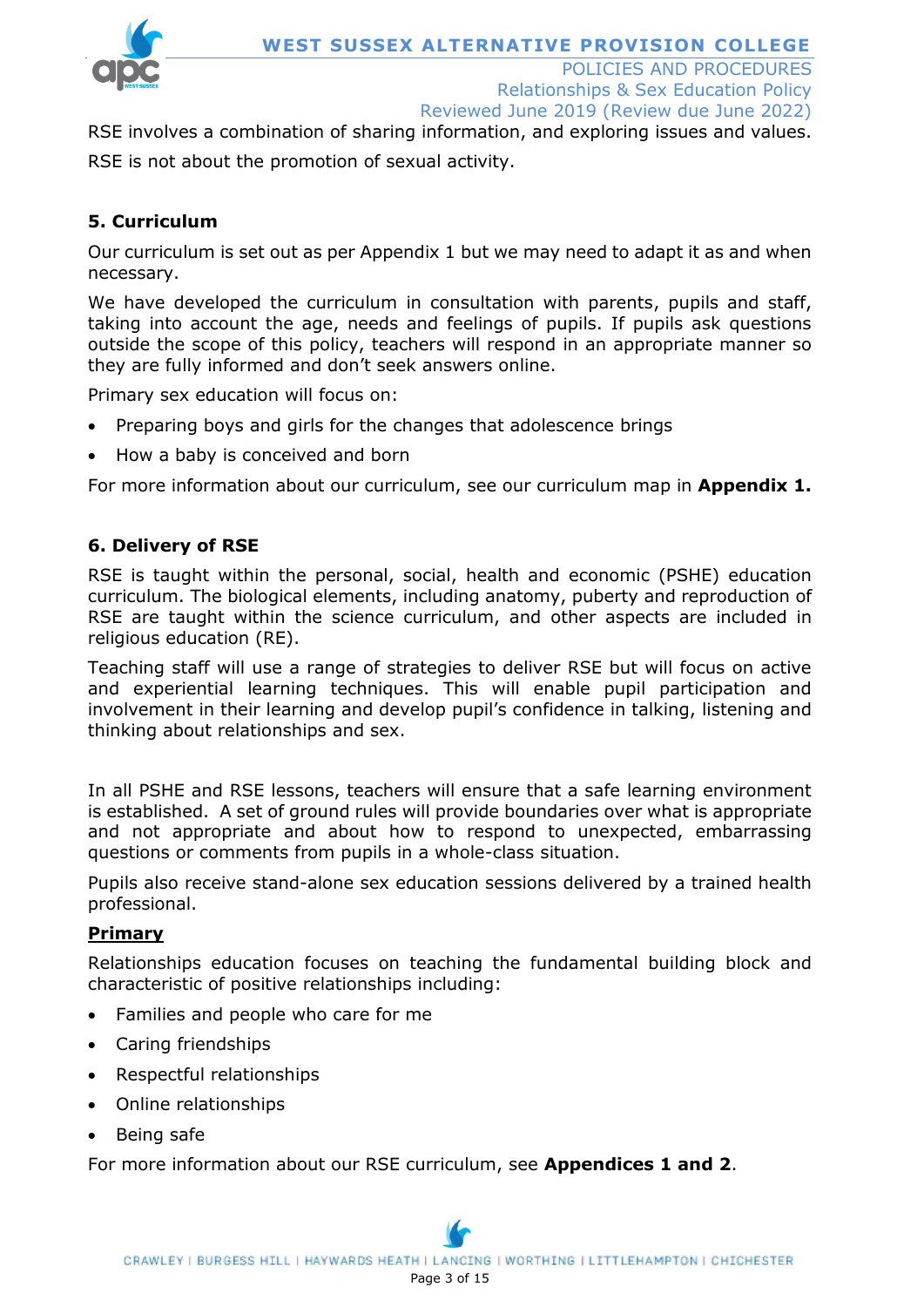RSE involves a combination of sharing information, and exploring issues and values.

RSE is not about the promotion of sexual activity.

## 5. Curriculum

Our curriculum is set out as per Appendix 1 but we may need to adapt it as and when necessary.

We have developed the curriculum in consultation with parents, pupils and staff, taking into account the age, needs and feelings of pupils. If pupils ask questions outside the scope of this policy, teachers will respond in an appropriate manner so they are fully informed and don't seek answers online.

Primary sex education will focus on:

- Preparing boys and girls for the changes that adolescence brings
- How a baby is conceived and born

For more information about our curriculum, see our curriculum map in **Appendix 1.**

## 6. Delivery of RSE

RSE is taught within the personal, social, health and economic (PSHE) education curriculum. The biological elements, including anatomy, puberty and reproduction of RSE are taught within the science curriculum, and other aspects are included in religious education (RE).

Teaching staff will use a range of strategies to deliver RSE but will focus on active and experiential learning techniques. This will enable pupil participation and involvement in their learning and develop pupil's confidence in talking, listening and thinking about relationships and sex.

In all PSHE and RSE lessons, teachers will ensure that a safe learning environment is established. A set of ground rules will provide boundaries over what is appropriate and not appropriate and about how to respond to unexpected, embarrassing questions or comments from pupils in a whole-class situation.

Pupils also receive stand-alone sex education sessions delivered by a trained health professional.

**Primary**

Relationships education focuses on teaching the fundamental building block and characteristic of positive relationships including:

- Families and people who care for me
- Caring friendships
- Respectful relationships
- Online relationships
- Being safe

For more information about our RSE curriculum, see **Appendices 1 and 2**.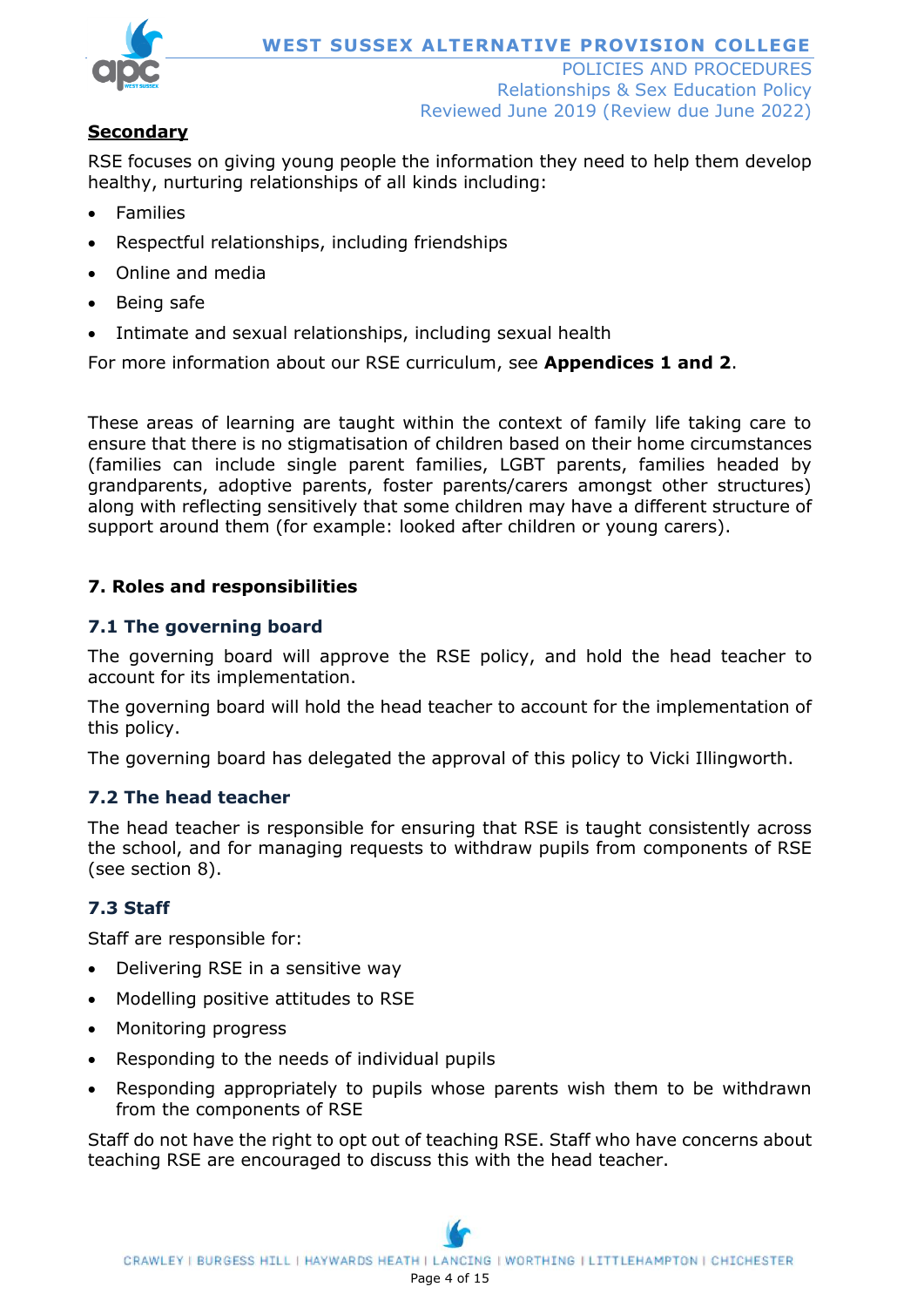**Secondary**

RSE focuses on giving young people the information they need to help them develop healthy, nurturing relationships of all kinds including:

- Families
- Respectful relationships, including friendships
- Online and media
- Being safe
- Intimate and sexual relationships, including sexual health

For more information about our RSE curriculum, see **Appendices 1 and 2**.

These areas of learning are taught within the context of family life taking care to ensure that there is no stigmatisation of children based on their home circumstances (families can include single parent families, LGBT parents, families headed by grandparents, adoptive parents, foster parents/carers amongst other structures) along with reflecting sensitively that some children may have a different structure of support around them (for example: looked after children or young carers).

## 7. Roles and responsibilities

### 7.1 The governing board

The governing board will approve the RSE policy, and hold the head teacher to account for its implementation.

The governing board will hold the head teacher to account for the implementation of this policy.

The governing board has delegated the approval of this policy to Vicki Illingworth.

### 7.2 The head teacher

The head teacher is responsible for ensuring that RSE is taught consistently across the school, and for managing requests to withdraw pupils from components of RSE (see section 8).

### 7.3 Staff

Staff are responsible for:

- Delivering RSE in a sensitive way
- Modelling positive attitudes to RSE
- Monitoring progress
- Responding to the needs of individual pupils
- Responding appropriately to pupils whose parents wish them to be withdrawn from the components of RSE

Staff do not have the right to opt out of teaching RSE. Staff who have concerns about teaching RSE are encouraged to discuss this with the head teacher.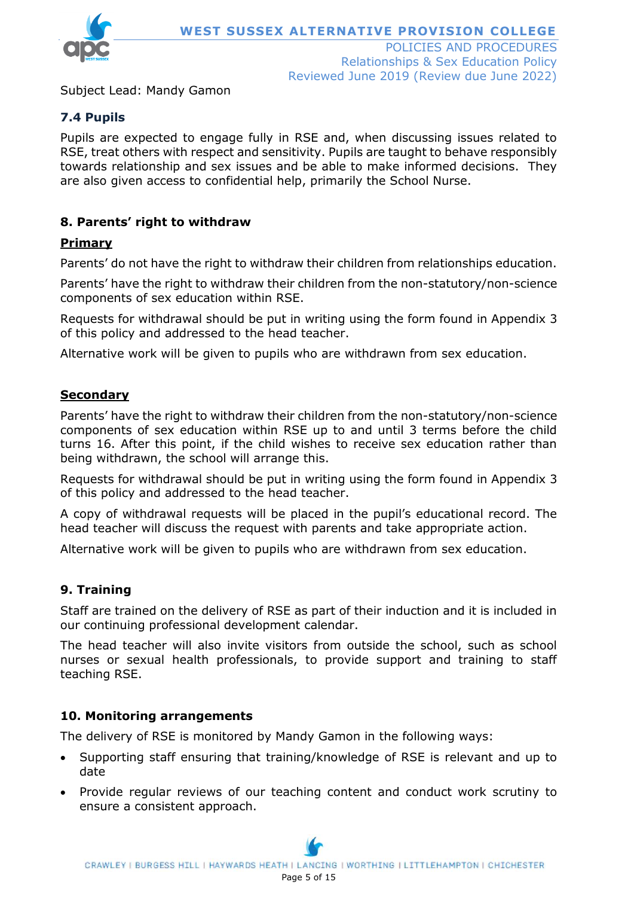Subject Lead: Mandy Gamon

### 7.4 Pupils

Pupils are expected to engage fully in RSE and, when discussing issues related to RSE, treat others with respect and sensitivity. Pupils are taught to behave responsibly towards relationship and sex issues and be able to make informed decisions. They are also given access to confidential help, primarily the School Nurse.

## 8. Parents' right to withdraw

**Primary**

Parents' do not have the right to withdraw their children from relationships education.

Parents' have the right to withdraw their children from the non-statutory/non-science components of sex education within RSE.

Requests for withdrawal should be put in writing using the form found in Appendix 3 of this policy and addressed to the head teacher.

Alternative work will be given to pupils who are withdrawn from sex education.

**Secondary**

Parents' have the right to withdraw their children from the non-statutory/non-science components of sex education within RSE up to and until 3 terms before the child turns 16. After this point, if the child wishes to receive sex education rather than being withdrawn, the school will arrange this.

Requests for withdrawal should be put in writing using the form found in Appendix 3 of this policy and addressed to the head teacher.

A copy of withdrawal requests will be placed in the pupil's educational record. The head teacher will discuss the request with parents and take appropriate action.

Alternative work will be given to pupils who are withdrawn from sex education.

## 9. Training

Staff are trained on the delivery of RSE as part of their induction and it is included in our continuing professional development calendar.

The head teacher will also invite visitors from outside the school, such as school nurses or sexual health professionals, to provide support and training to staff teaching RSE.

## 10. Monitoring arrangements

The delivery of RSE is monitored by Mandy Gamon in the following ways:

- Supporting staff ensuring that training/knowledge of RSE is relevant and up to date
- Provide regular reviews of our teaching content and conduct work scrutiny to ensure a consistent approach.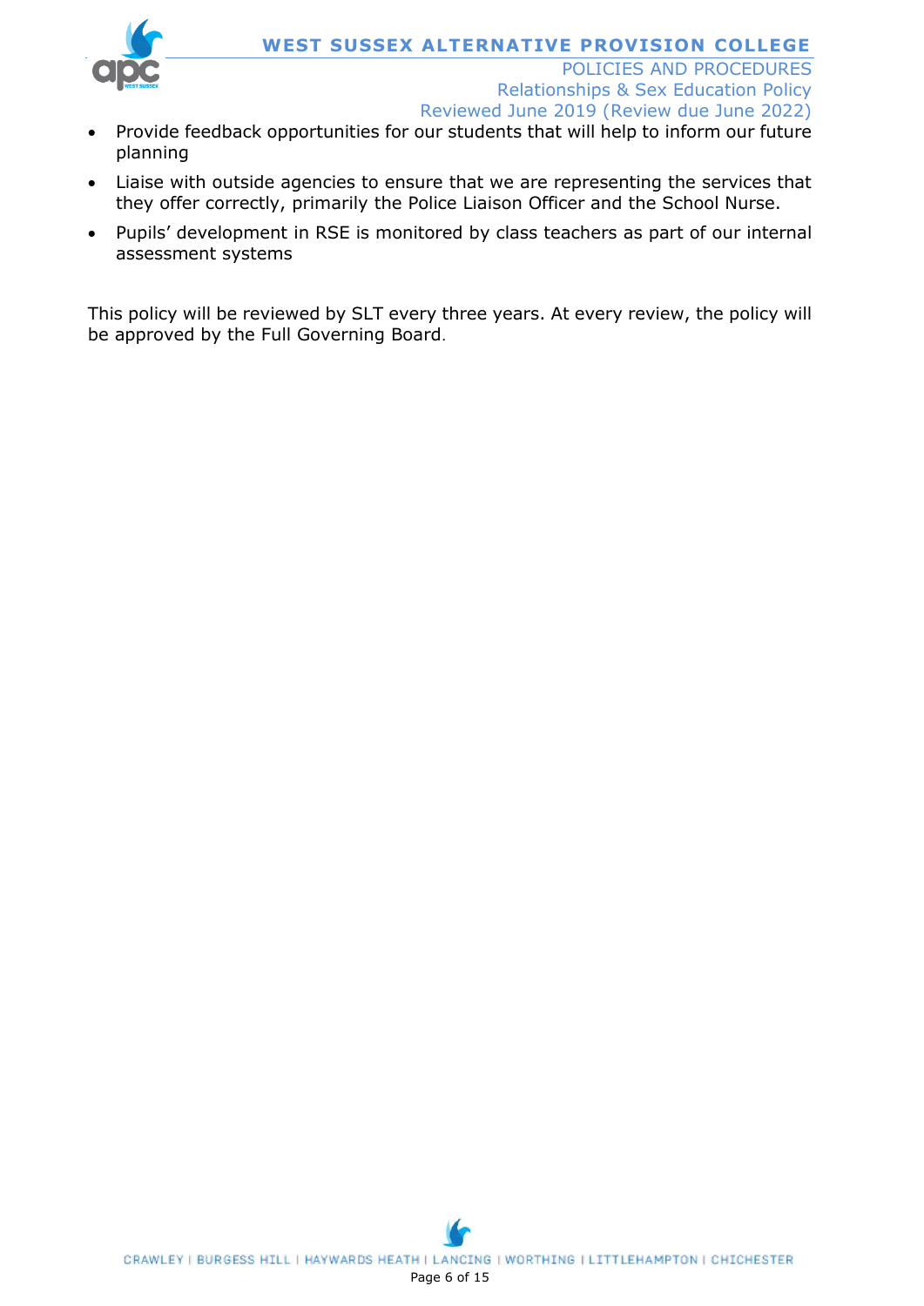- Provide feedback opportunities for our students that will help to inform our future planning
- Liaise with outside agencies to ensure that we are representing the services that they offer correctly, primarily the Police Liaison Officer and the School Nurse.
- Pupils' development in RSE is monitored by class teachers as part of our internal assessment systems

This policy will be reviewed by SLT every three years. At every review, the policy will be approved by the Full Governing Board.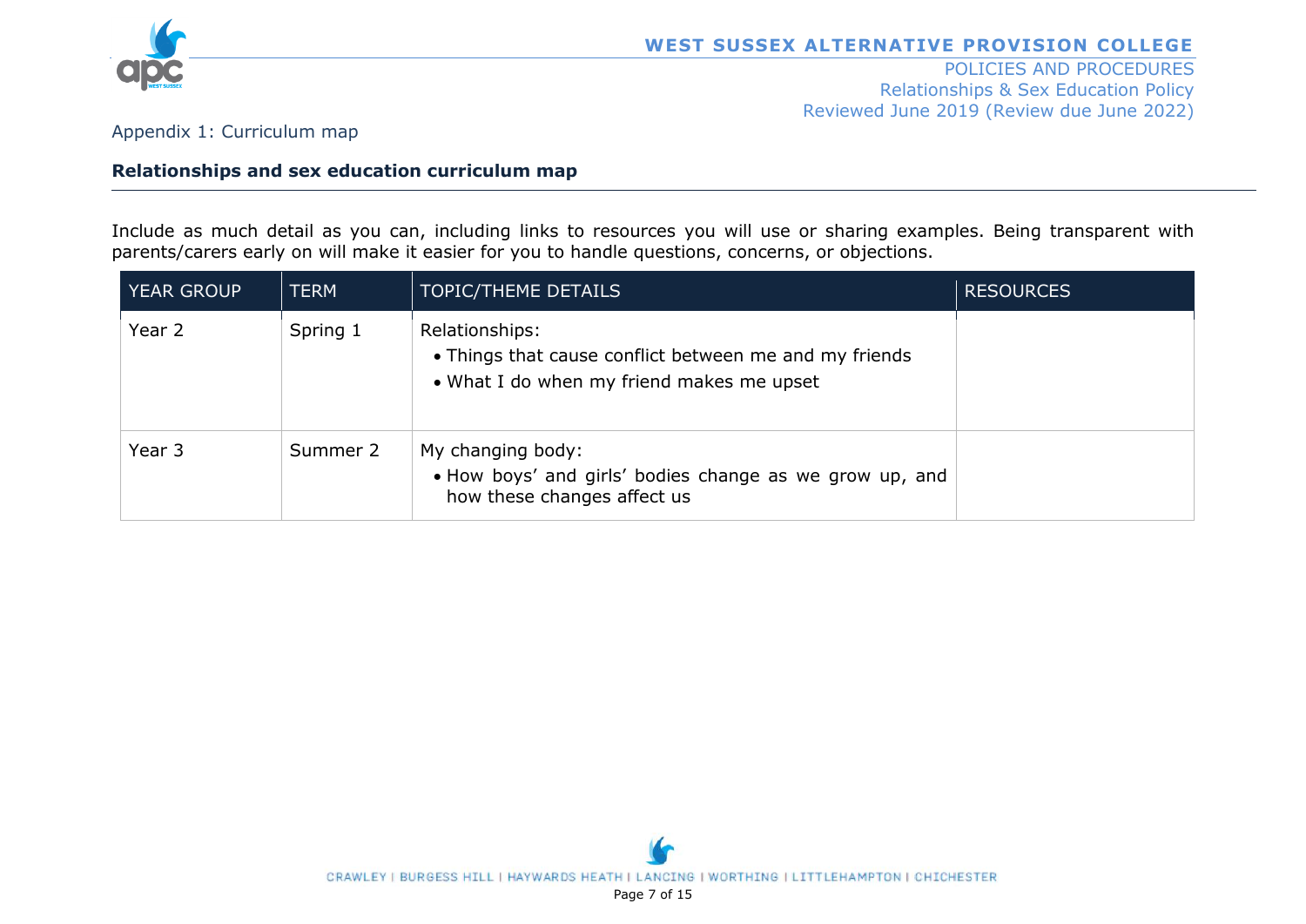Appendix 1: Curriculum map

## Relationships and sex education curriculum map

Include as much detail as you can, including links to resources you will use or sharing examples. Being transparent with parents/carers early on will make it easier for you to handle questions, concerns, or objections.

| YEAR GROUP | TERM | TOPIC/THEME DETAILS | RESOURCES |
| --- | --- | --- | --- |
| Year 2 | Spring 1 | Relationships:<br>• Things that cause conflict between me and my friends<br>• What I do when my friend makes me upset | |
| Year 3 | Summer 2 | My changing body:<br>• How boys' and girls' bodies change as we grow up, and how these changes affect us | |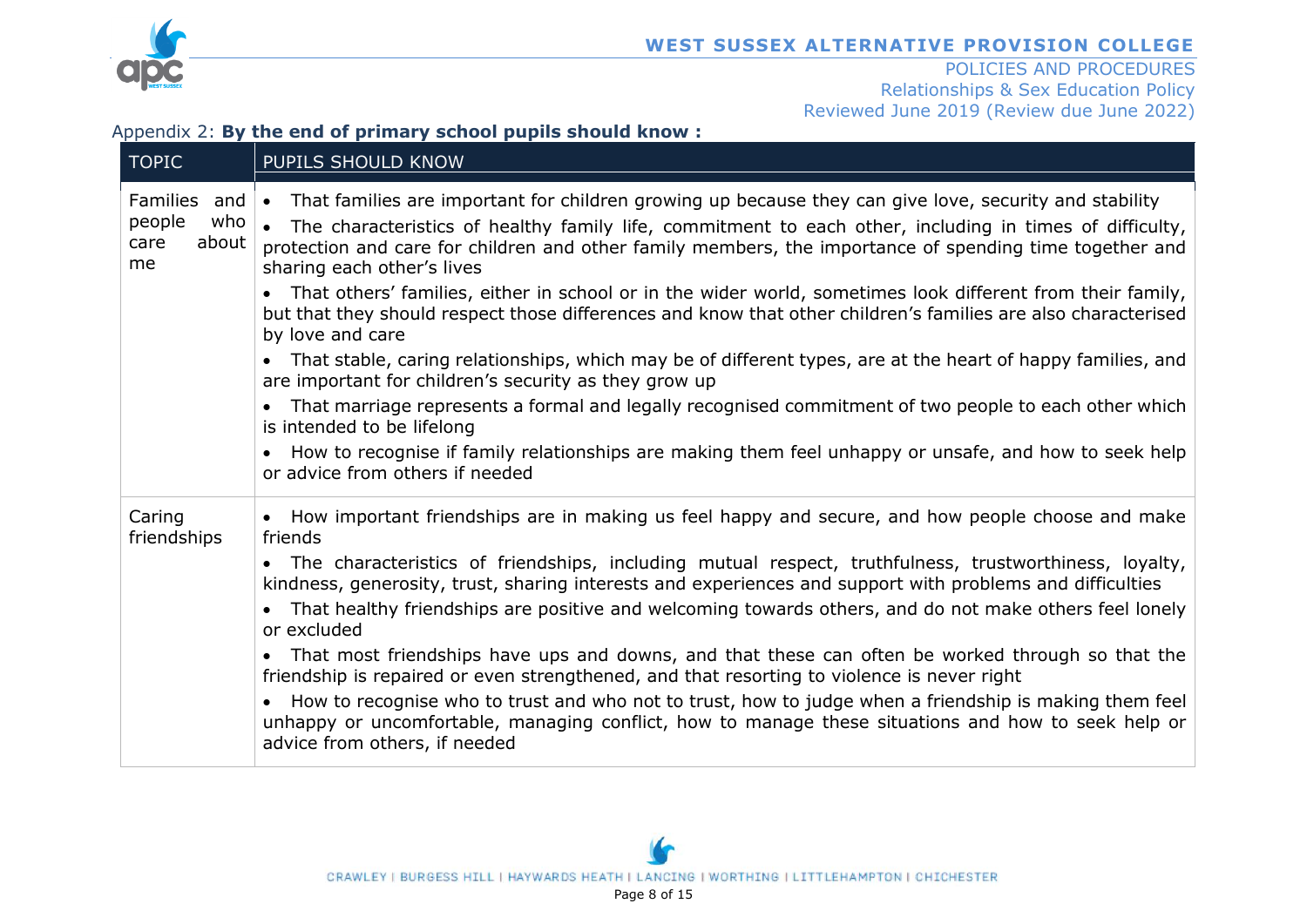Appendix 2: **By the end of primary school pupils should know :**

| TOPIC | PUPILS SHOULD KNOW |
|---|---|
| Families and people who care about me | • That families are important for children growing up because they can give love, security and stability<br>• The characteristics of healthy family life, commitment to each other, including in times of difficulty, protection and care for children and other family members, the importance of spending time together and sharing each other's lives<br>• That others' families, either in school or in the wider world, sometimes look different from their family, but that they should respect those differences and know that other children's families are also characterised by love and care<br>• That stable, caring relationships, which may be of different types, are at the heart of happy families, and are important for children's security as they grow up<br>• That marriage represents a formal and legally recognised commitment of two people to each other which is intended to be lifelong<br>• How to recognise if family relationships are making them feel unhappy or unsafe, and how to seek help or advice from others if needed |
| Caring friendships | • How important friendships are in making us feel happy and secure, and how people choose and make friends<br>• The characteristics of friendships, including mutual respect, truthfulness, trustworthiness, loyalty, kindness, generosity, trust, sharing interests and experiences and support with problems and difficulties<br>• That healthy friendships are positive and welcoming towards others, and do not make others feel lonely or excluded<br>• That most friendships have ups and downs, and that these can often be worked through so that the friendship is repaired or even strengthened, and that resorting to violence is never right<br>• How to recognise who to trust and who not to trust, how to judge when a friendship is making them feel unhappy or uncomfortable, managing conflict, how to manage these situations and how to seek help or advice from others, if needed |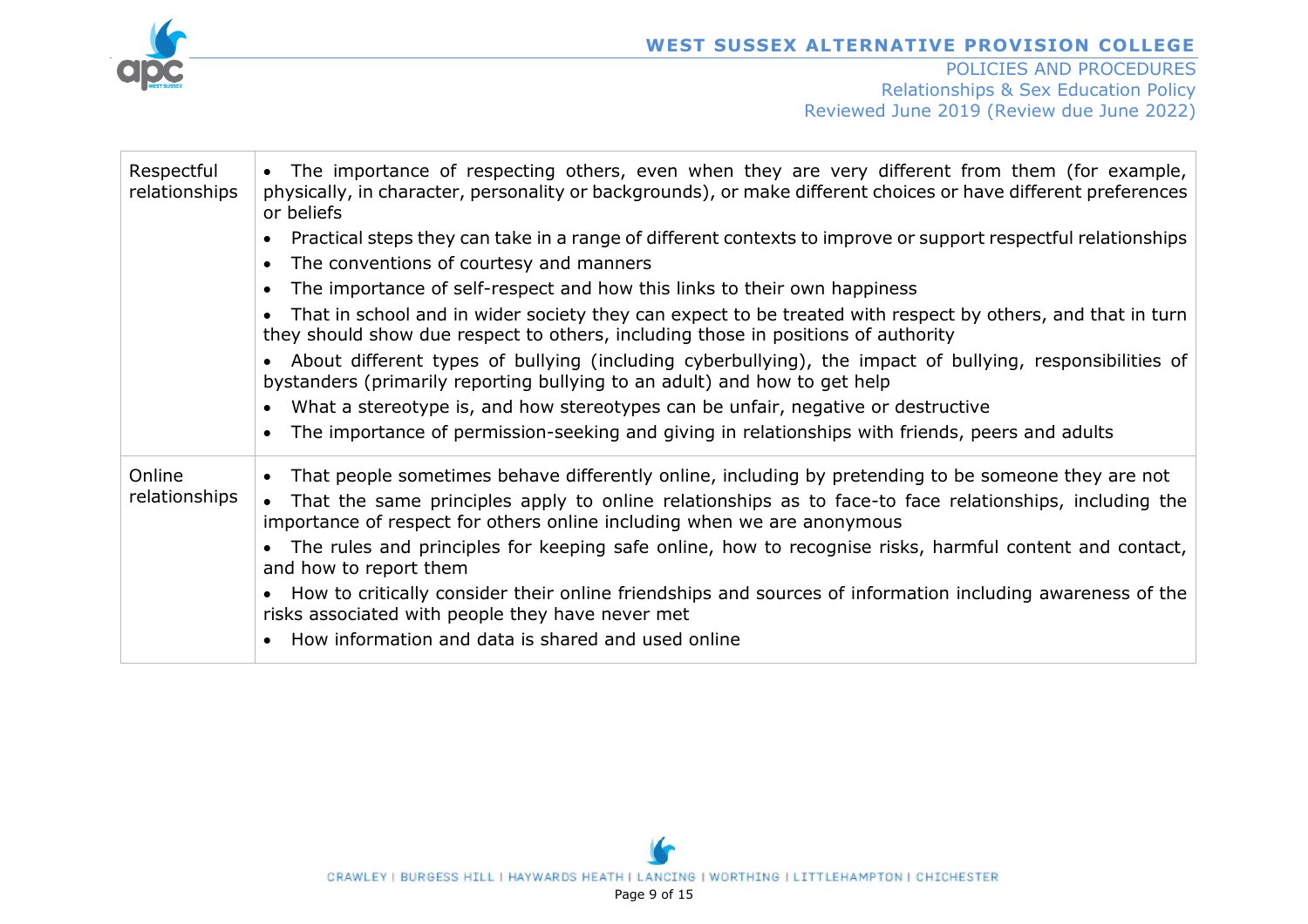| | |
|---|---|
| Respectful relationships | • The importance of respecting others, even when they are very different from them (for example, physically, in character, personality or backgrounds), or make different choices or have different preferences or beliefs<br>• Practical steps they can take in a range of different contexts to improve or support respectful relationships<br>• The conventions of courtesy and manners<br>• The importance of self-respect and how this links to their own happiness<br>• That in school and in wider society they can expect to be treated with respect by others, and that in turn they should show due respect to others, including those in positions of authority<br>• About different types of bullying (including cyberbullying), the impact of bullying, responsibilities of bystanders (primarily reporting bullying to an adult) and how to get help<br>• What a stereotype is, and how stereotypes can be unfair, negative or destructive<br>• The importance of permission-seeking and giving in relationships with friends, peers and adults |
| Online relationships | • That people sometimes behave differently online, including by pretending to be someone they are not<br>• That the same principles apply to online relationships as to face-to face relationships, including the importance of respect for others online including when we are anonymous<br>• The rules and principles for keeping safe online, how to recognise risks, harmful content and contact, and how to report them<br>• How to critically consider their online friendships and sources of information including awareness of the risks associated with people they have never met<br>• How information and data is shared and used online |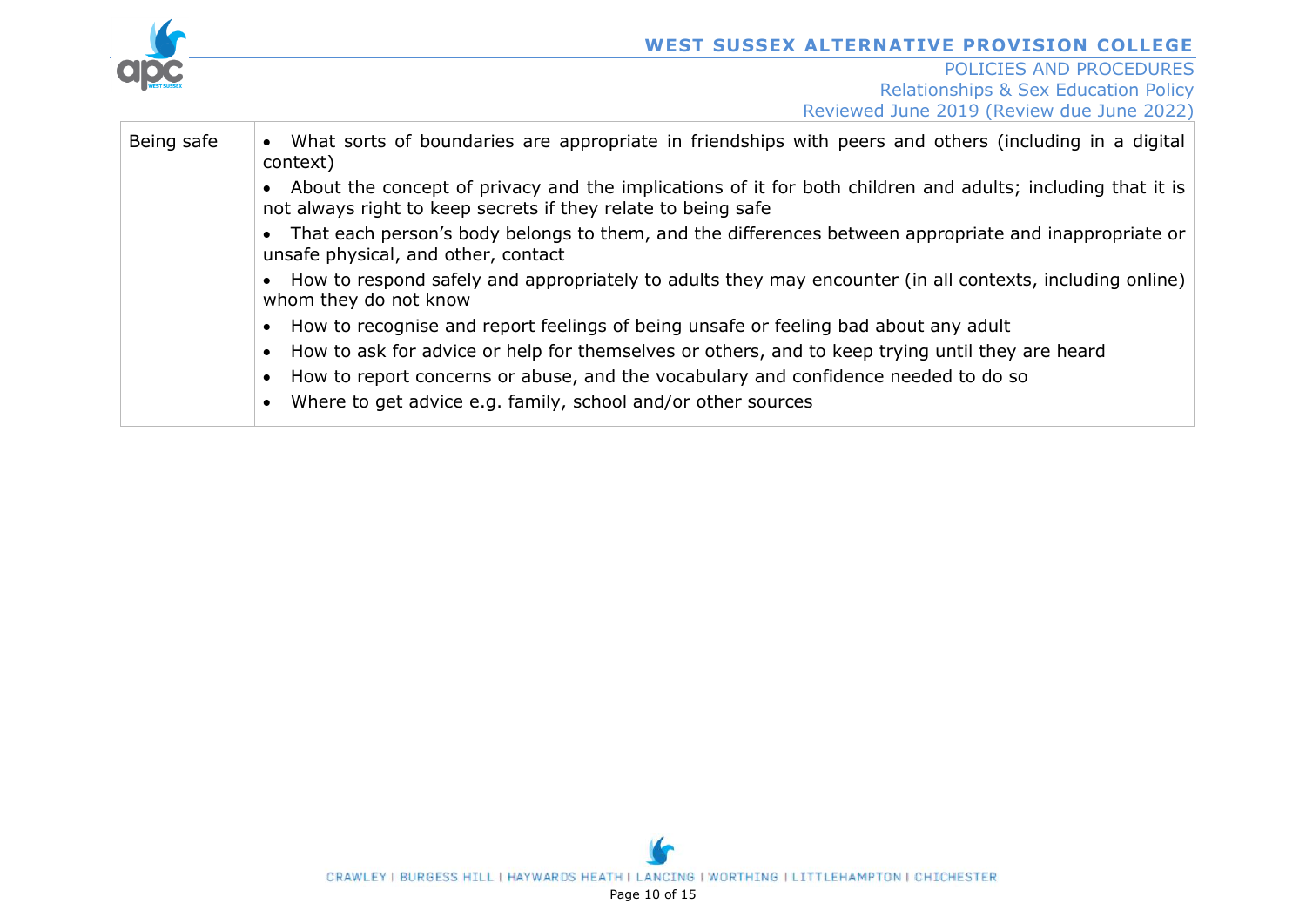| Being safe | • What sorts of boundaries are appropriate in friendships with peers and others (including in a digital context)<br>• About the concept of privacy and the implications of it for both children and adults; including that it is not always right to keep secrets if they relate to being safe<br>• That each person's body belongs to them, and the differences between appropriate and inappropriate or unsafe physical, and other, contact<br>• How to respond safely and appropriately to adults they may encounter (in all contexts, including online) whom they do not know<br>• How to recognise and report feelings of being unsafe or feeling bad about any adult<br>• How to ask for advice or help for themselves or others, and to keep trying until they are heard<br>• How to report concerns or abuse, and the vocabulary and confidence needed to do so<br>• Where to get advice e.g. family, school and/or other sources |
|---|---|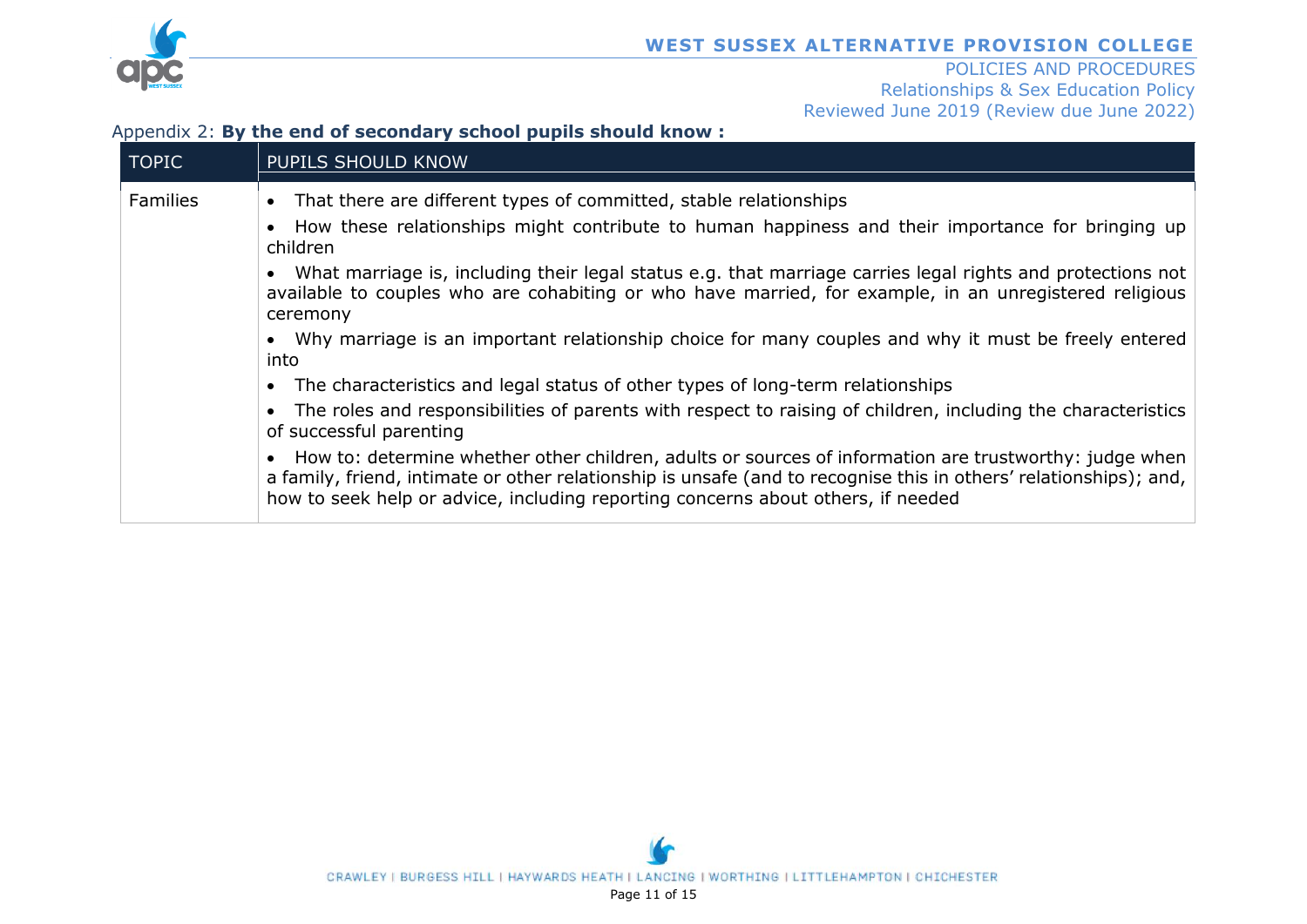Appendix 2: **By the end of secondary school pupils should know :**

| TOPIC | PUPILS SHOULD KNOW |
|---|---|
| Families | • That there are different types of committed, stable relationships<br>• How these relationships might contribute to human happiness and their importance for bringing up children<br>• What marriage is, including their legal status e.g. that marriage carries legal rights and protections not available to couples who are cohabiting or who have married, for example, in an unregistered religious ceremony<br>• Why marriage is an important relationship choice for many couples and why it must be freely entered into<br>• The characteristics and legal status of other types of long-term relationships<br>• The roles and responsibilities of parents with respect to raising of children, including the characteristics of successful parenting<br>• How to: determine whether other children, adults or sources of information are trustworthy: judge when a family, friend, intimate or other relationship is unsafe (and to recognise this in others' relationships); and, how to seek help or advice, including reporting concerns about others, if needed |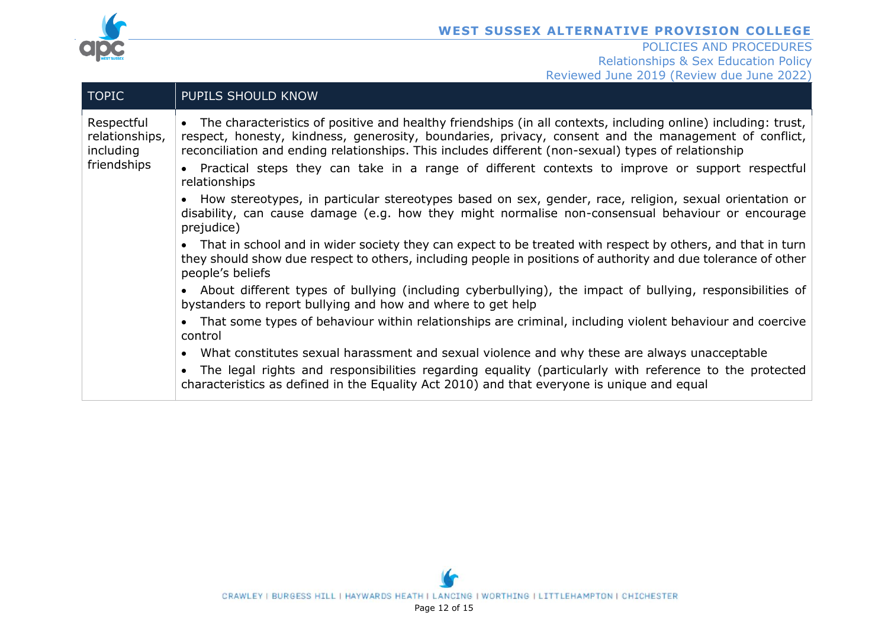| TOPIC | PUPILS SHOULD KNOW |
|---|---|
| Respectful relationships, including friendships | • The characteristics of positive and healthy friendships (in all contexts, including online) including: trust, respect, honesty, kindness, generosity, boundaries, privacy, consent and the management of conflict, reconciliation and ending relationships. This includes different (non-sexual) types of relationship<br>• Practical steps they can take in a range of different contexts to improve or support respectful relationships<br>• How stereotypes, in particular stereotypes based on sex, gender, race, religion, sexual orientation or disability, can cause damage (e.g. how they might normalise non-consensual behaviour or encourage prejudice)<br>• That in school and in wider society they can expect to be treated with respect by others, and that in turn they should show due respect to others, including people in positions of authority and due tolerance of other people's beliefs<br>• About different types of bullying (including cyberbullying), the impact of bullying, responsibilities of bystanders to report bullying and how and where to get help<br>• That some types of behaviour within relationships are criminal, including violent behaviour and coercive control<br>• What constitutes sexual harassment and sexual violence and why these are always unacceptable<br>• The legal rights and responsibilities regarding equality (particularly with reference to the protected characteristics as defined in the Equality Act 2010) and that everyone is unique and equal |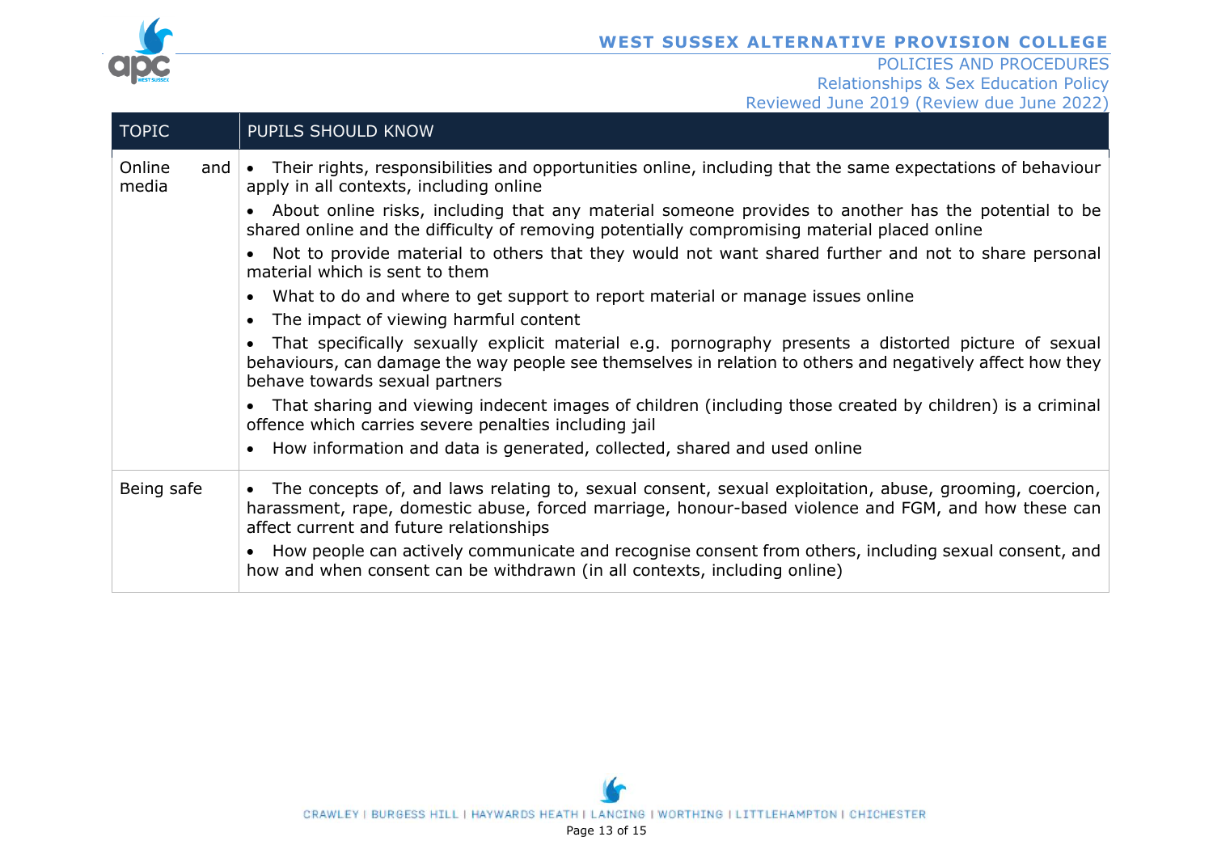| TOPIC | PUPILS SHOULD KNOW |
|---|---|
| Online and media | • Their rights, responsibilities and opportunities online, including that the same expectations of behaviour apply in all contexts, including online<br>• About online risks, including that any material someone provides to another has the potential to be shared online and the difficulty of removing potentially compromising material placed online<br>• Not to provide material to others that they would not want shared further and not to share personal material which is sent to them<br>• What to do and where to get support to report material or manage issues online<br>• The impact of viewing harmful content<br>• That specifically sexually explicit material e.g. pornography presents a distorted picture of sexual behaviours, can damage the way people see themselves in relation to others and negatively affect how they behave towards sexual partners<br>• That sharing and viewing indecent images of children (including those created by children) is a criminal offence which carries severe penalties including jail<br>• How information and data is generated, collected, shared and used online |
| Being safe | • The concepts of, and laws relating to, sexual consent, sexual exploitation, abuse, grooming, coercion, harassment, rape, domestic abuse, forced marriage, honour-based violence and FGM, and how these can affect current and future relationships<br>• How people can actively communicate and recognise consent from others, including sexual consent, and how and when consent can be withdrawn (in all contexts, including online) |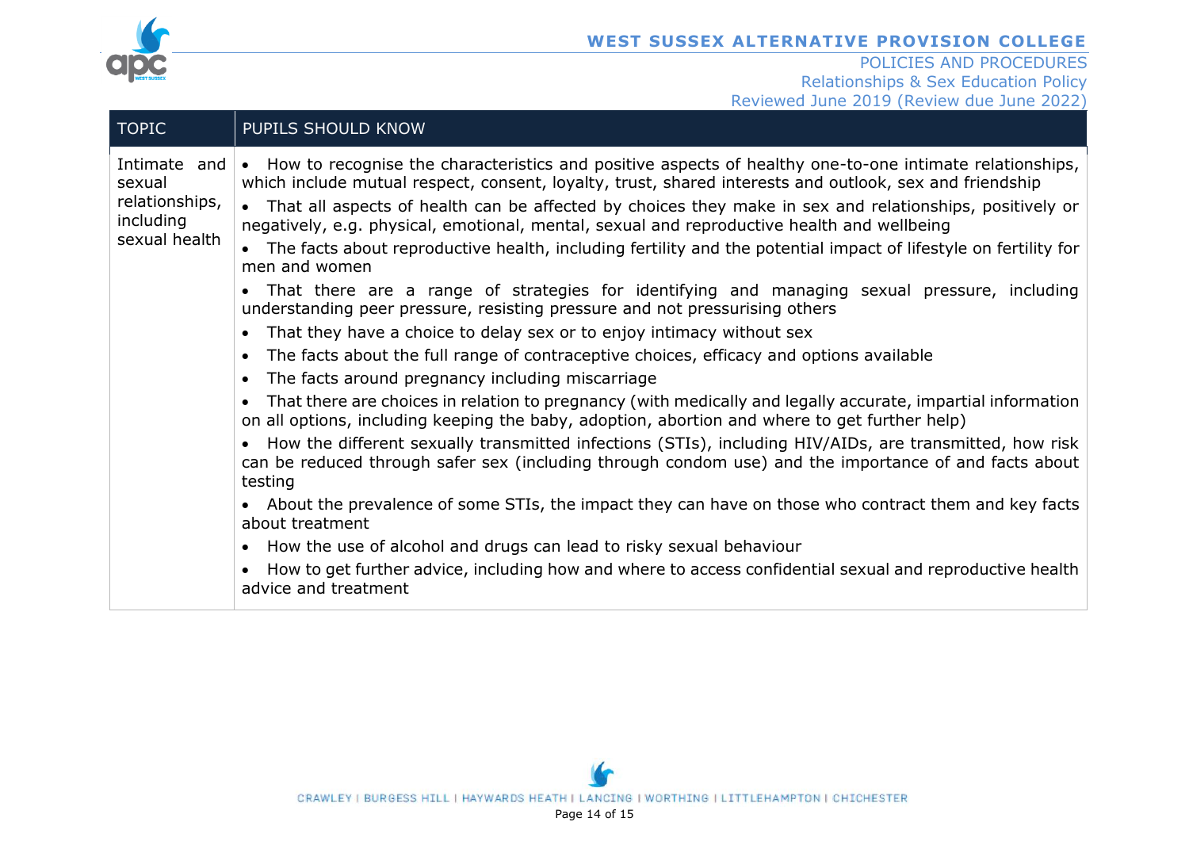| TOPIC | PUPILS SHOULD KNOW |
| --- | --- |
| Intimate and sexual relationships, including sexual health | • How to recognise the characteristics and positive aspects of healthy one-to-one intimate relationships, which include mutual respect, consent, loyalty, trust, shared interests and outlook, sex and friendship<br>• That all aspects of health can be affected by choices they make in sex and relationships, positively or negatively, e.g. physical, emotional, mental, sexual and reproductive health and wellbeing<br>• The facts about reproductive health, including fertility and the potential impact of lifestyle on fertility for men and women<br>• That there are a range of strategies for identifying and managing sexual pressure, including understanding peer pressure, resisting pressure and not pressurising others<br>• That they have a choice to delay sex or to enjoy intimacy without sex<br>• The facts about the full range of contraceptive choices, efficacy and options available<br>• The facts around pregnancy including miscarriage<br>• That there are choices in relation to pregnancy (with medically and legally accurate, impartial information on all options, including keeping the baby, adoption, abortion and where to get further help)<br>• How the different sexually transmitted infections (STIs), including HIV/AIDs, are transmitted, how risk can be reduced through safer sex (including through condom use) and the importance of and facts about testing<br>• About the prevalence of some STIs, the impact they can have on those who contract them and key facts about treatment<br>• How the use of alcohol and drugs can lead to risky sexual behaviour<br>• How to get further advice, including how and where to access confidential sexual and reproductive health advice and treatment |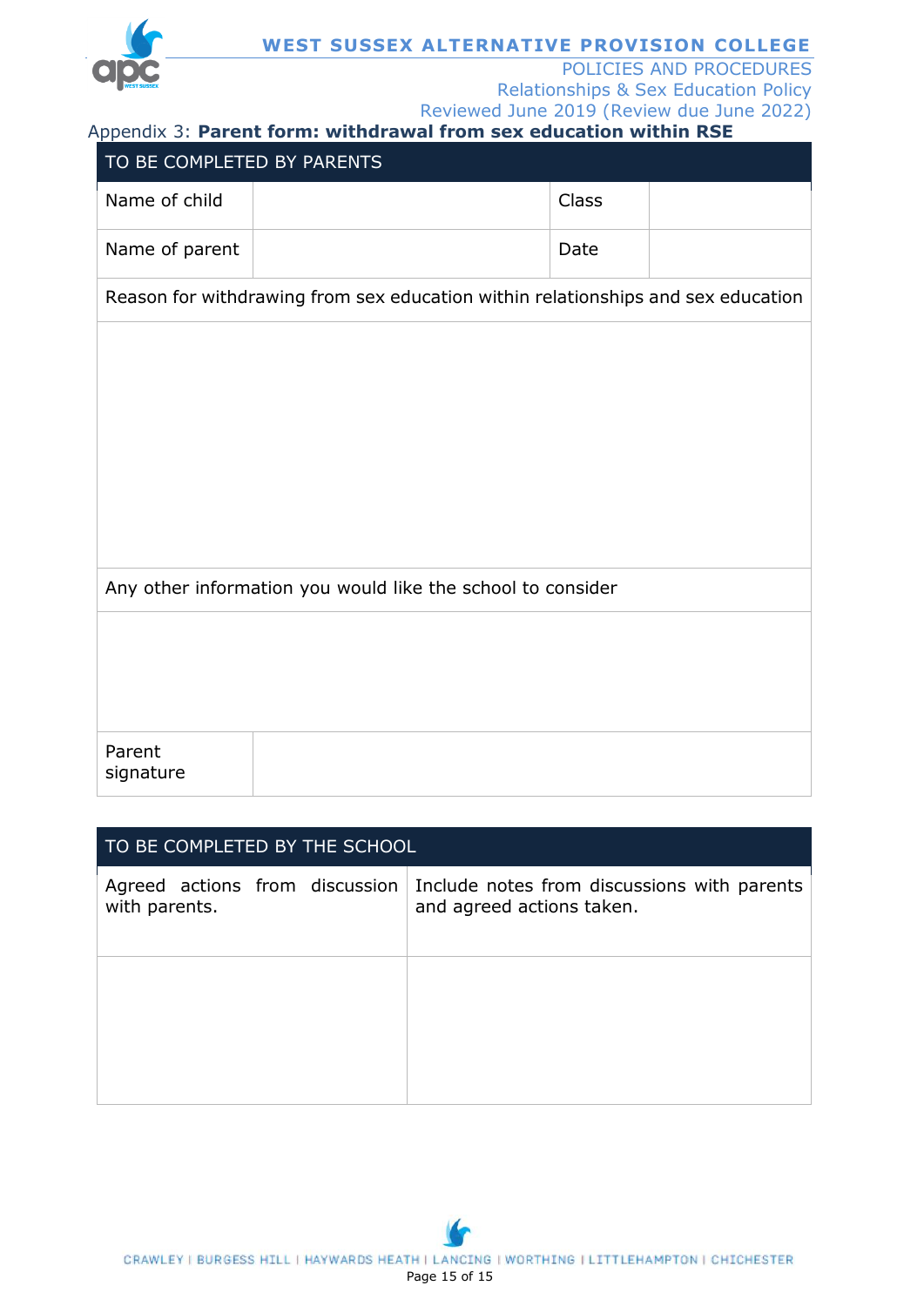Appendix 3: **Parent form: withdrawal from sex education within RSE**

| TO BE COMPLETED BY PARENTS | | | |
|---|---|---|---|
| Name of child | | Class | |
| Name of parent | | Date | |
| Reason for withdrawing from sex education within relationships and sex education | | | |
| | | | |
| Any other information you would like the school to consider | | | |
| | | | |
| Parent signature | | | |

| TO BE COMPLETED BY THE SCHOOL | |
|---|---|
| Agreed actions from discussion with parents. | Include notes from discussions with parents and agreed actions taken. |
| | |